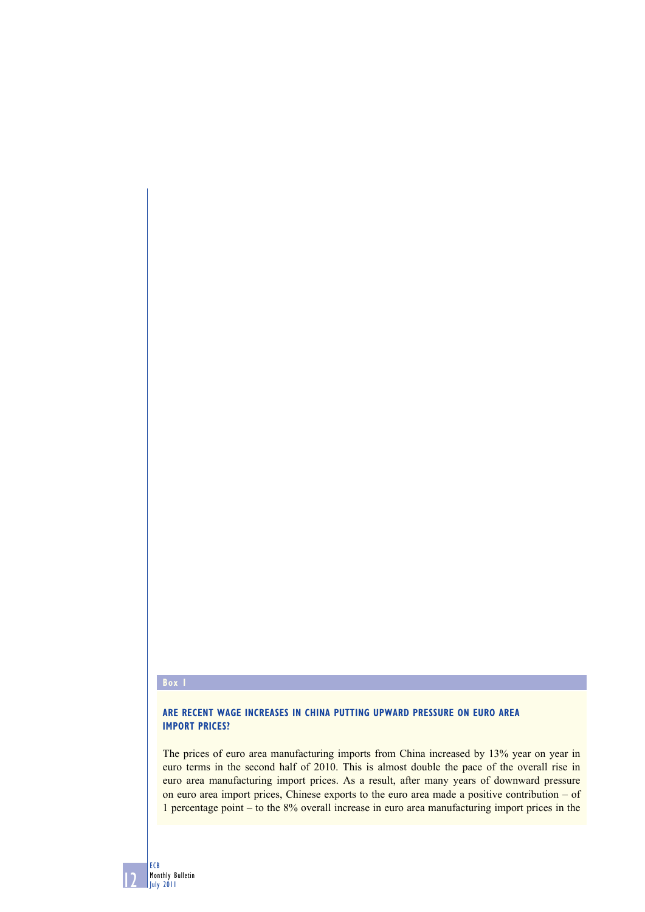**Box 1**

## ARE RECENT WAGE INCREASES IN CHINA PUTTING UPWARD PRESSURE ON EURO AREA IMPORT PRICES?

The prices of euro area manufacturing imports from China increased by 13% year on year in euro terms in the second half of 2010. This is almost double the pace of the overall rise in euro area manufacturing import prices. As a result, after many years of downward pressure on euro area import prices, Chinese exports to the euro area made a positive contribution – of 1 percentage point – to the 8% overall increase in euro area manufacturing import prices in the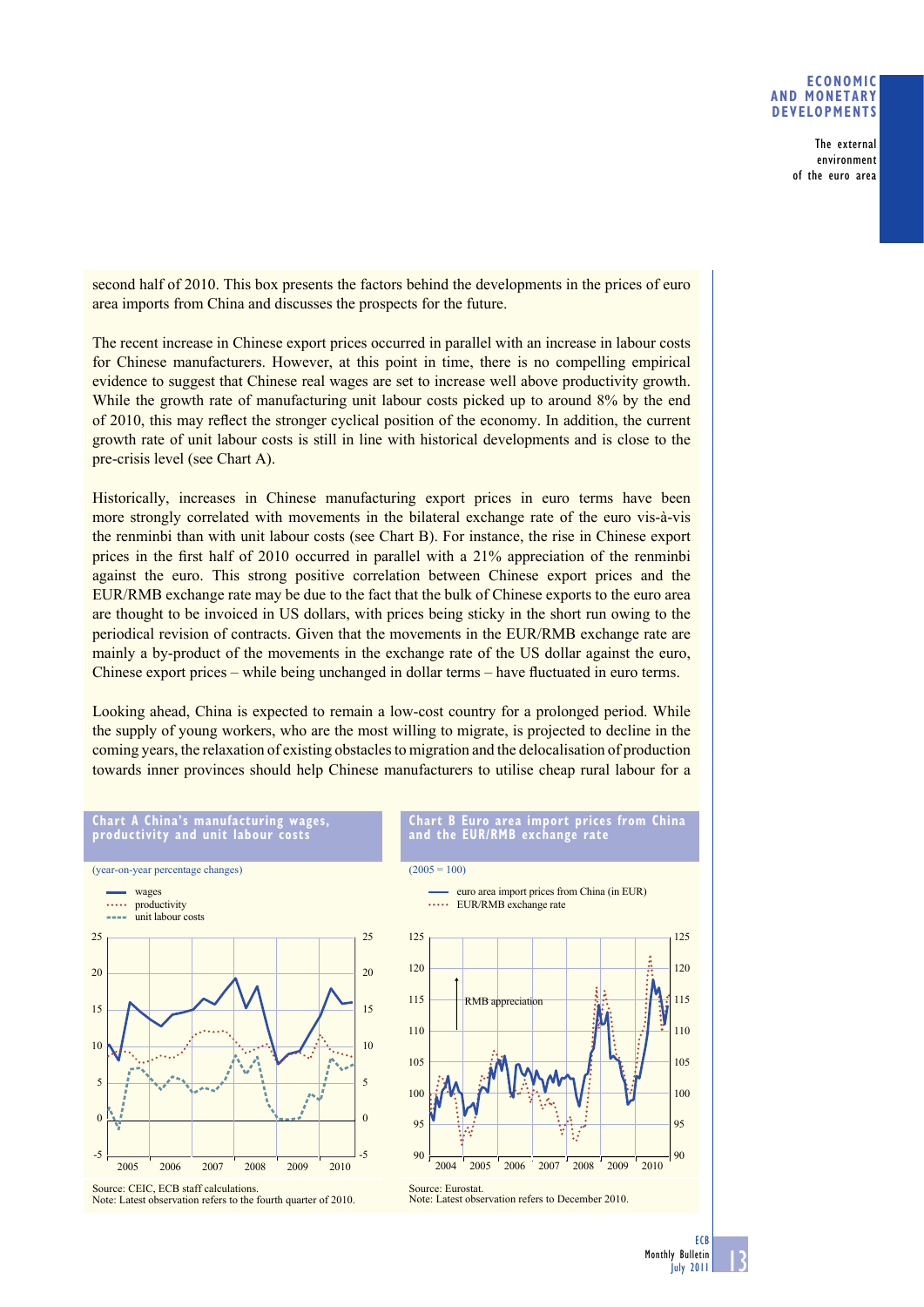second half of 2010. This box presents the factors behind the developments in the prices of euro area imports from China and discusses the prospects for the future.

The recent increase in Chinese export prices occurred in parallel with an increase in labour costs for Chinese manufacturers. However, at this point in time, there is no compelling empirical evidence to suggest that Chinese real wages are set to increase well above productivity growth. While the growth rate of manufacturing unit labour costs picked up to around 8% by the end of 2010, this may reflect the stronger cyclical position of the economy. In addition, the current growth rate of unit labour costs is still in line with historical developments and is close to the pre-crisis level (see Chart A).

Historically, increases in Chinese manufacturing export prices in euro terms have been more strongly correlated with movements in the bilateral exchange rate of the euro vis-à-vis the renminbi than with unit labour costs (see Chart B). For instance, the rise in Chinese export prices in the first half of 2010 occurred in parallel with a 21% appreciation of the renminbi against the euro. This strong positive correlation between Chinese export prices and the EUR/RMB exchange rate may be due to the fact that the bulk of Chinese exports to the euro area are thought to be invoiced in US dollars, with prices being sticky in the short run owing to the periodical revision of contracts. Given that the movements in the EUR/RMB exchange rate are mainly a by-product of the movements in the exchange rate of the US dollar against the euro, Chinese export prices – while being unchanged in dollar terms – have fluctuated in euro terms.

Looking ahead, China is expected to remain a low-cost country for a prolonged period. While the supply of young workers, who are the most willing to migrate, is projected to decline in the coming years, the relaxation of existing obstacles to migration and the delocalisation of production towards inner provinces should help Chinese manufacturers to utilise cheap rural labour for a

**Chart A China's manufacturing wages, productivity and unit labour costs**

(year-on-year percentage changes)

Source: CEIC, ECB staff calculations.
Note: Latest observation refers to the fourth quarter of 2010.

**Chart B Euro area import prices from China and the EUR/RMB exchange rate**

(2005 = 100)

Source: Eurostat.
Note: Latest observation refers to December 2010.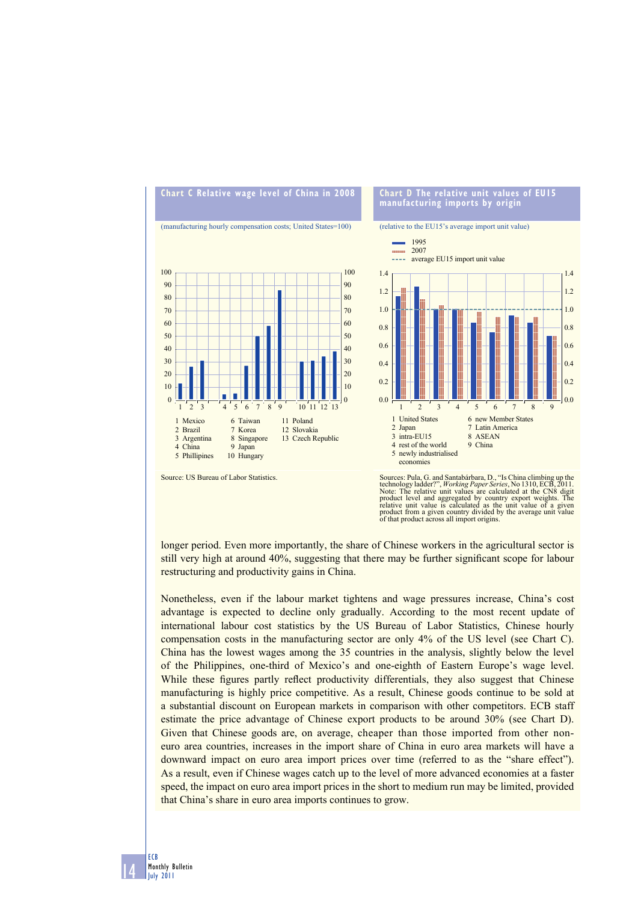**Chart C Relative wage level of China in 2008**

(manufacturing hourly compensation costs; United States=100)

100, 90, 80, 70, 60, 50, 40, 30, 20, 10, 0

1 2 3 4 5 6 7 8 9 10 11 12 13

1 Mexico
2 Brazil
3 Argentina
4 China
5 Phillipines
6 Taiwan
7 Korea
8 Singapore
9 Japan
10 Hungary
11 Poland
12 Slovakia
13 Czech Republic

Source: US Bureau of Labor Statistics.

**Chart D The relative unit values of EU15 manufacturing imports by origin**

(relative to the EU15's average import unit value)

1995
2007
average EU15 import unit value

1.4, 1.2, 1.0, 0.8, 0.6, 0.4, 0.2, 0.0

1 2 3 4 5 6 7 8 9

1 United States
2 Japan
3 intra-EU15
4 rest of the world
5 newly industrialised economies
6 new Member States
7 Latin America
8 ASEAN
9 China

Sources: Pula, G. and Santabárbara, D., "Is China climbing up the technology ladder?", *Working Paper Series*, No 1310, ECB, 2011.
Note: The relative unit values are calculated at the CN8 digit product level and aggregated by country export weights. The relative unit value is calculated as the unit value of a given product from a given country divided by the average unit value of that product across all import origins.

longer period. Even more importantly, the share of Chinese workers in the agricultural sector is still very high at around 40%, suggesting that there may be further significant scope for labour restructuring and productivity gains in China.

Nonetheless, even if the labour market tightens and wage pressures increase, China's cost advantage is expected to decline only gradually. According to the most recent update of international labour cost statistics by the US Bureau of Labor Statistics, Chinese hourly compensation costs in the manufacturing sector are only 4% of the US level (see Chart C). China has the lowest wages among the 35 countries in the analysis, slightly below the level of the Philippines, one-third of Mexico's and one-eighth of Eastern Europe's wage level. While these figures partly reflect productivity differentials, they also suggest that Chinese manufacturing is highly price competitive. As a result, Chinese goods continue to be sold at a substantial discount on European markets in comparison with other competitors. ECB staff estimate the price advantage of Chinese export products to be around 30% (see Chart D). Given that Chinese goods are, on average, cheaper than those imported from other non-euro area countries, increases in the import share of China in euro area markets will have a downward impact on euro area import prices over time (referred to as the "share effect"). As a result, even if Chinese wages catch up to the level of more advanced economies at a faster speed, the impact on euro area import prices in the short to medium run may be limited, provided that China's share in euro area imports continues to grow.